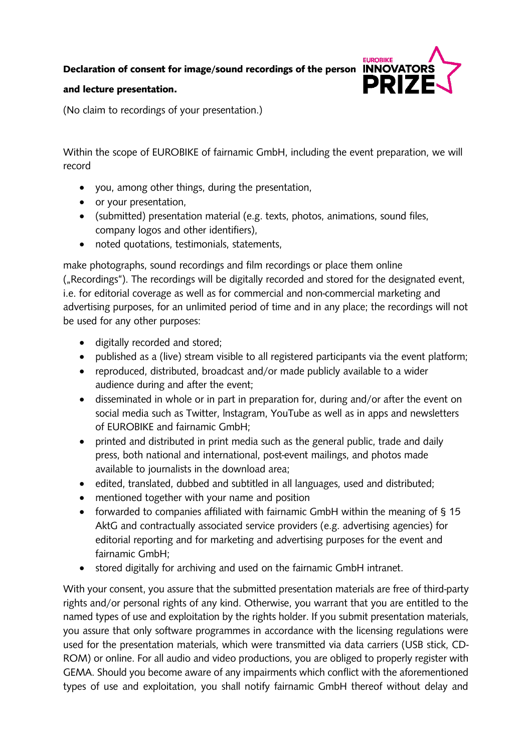**Declaration of consent for image/sound recordings of the person and lecture presentation.**

(No claim to recordings of your presentation.)

Within the scope of EUROBIKE of fairnamic GmbH, including the event preparation, we will record

- you, among other things, during the presentation,
- or your presentation,
- (submitted) presentation material (e.g. texts, photos, animations, sound files, company logos and other identifiers),
- noted quotations, testimonials, statements,

make photographs, sound recordings and film recordings or place them online („Recordings"). The recordings will be digitally recorded and stored for the designated event, i.e. for editorial coverage as well as for commercial and non-commercial marketing and advertising purposes, for an unlimited period of time and in any place; the recordings will not be used for any other purposes:

- digitally recorded and stored;
- published as a (live) stream visible to all registered participants via the event platform;
- reproduced, distributed, broadcast and/or made publicly available to a wider audience during and after the event;
- disseminated in whole or in part in preparation for, during and/or after the event on social media such as Twitter, Instagram, YouTube as well as in apps and newsletters of EUROBIKE and fairnamic GmbH;
- printed and distributed in print media such as the general public, trade and daily press, both national and international, post-event mailings, and photos made available to journalists in the download area;
- edited, translated, dubbed and subtitled in all languages, used and distributed;
- mentioned together with your name and position
- forwarded to companies affiliated with fairnamic GmbH within the meaning of § 15 AktG and contractually associated service providers (e.g. advertising agencies) for editorial reporting and for marketing and advertising purposes for the event and fairnamic GmbH;
- stored digitally for archiving and used on the fairnamic GmbH intranet.

With your consent, you assure that the submitted presentation materials are free of third-party rights and/or personal rights of any kind. Otherwise, you warrant that you are entitled to the named types of use and exploitation by the rights holder. If you submit presentation materials, you assure that only software programmes in accordance with the licensing regulations were used for the presentation materials, which were transmitted via data carriers (USB stick, CD-ROM) or online. For all audio and video productions, you are obliged to properly register with GEMA. Should you become aware of any impairments which conflict with the aforementioned types of use and exploitation, you shall notify fairnamic GmbH thereof without delay and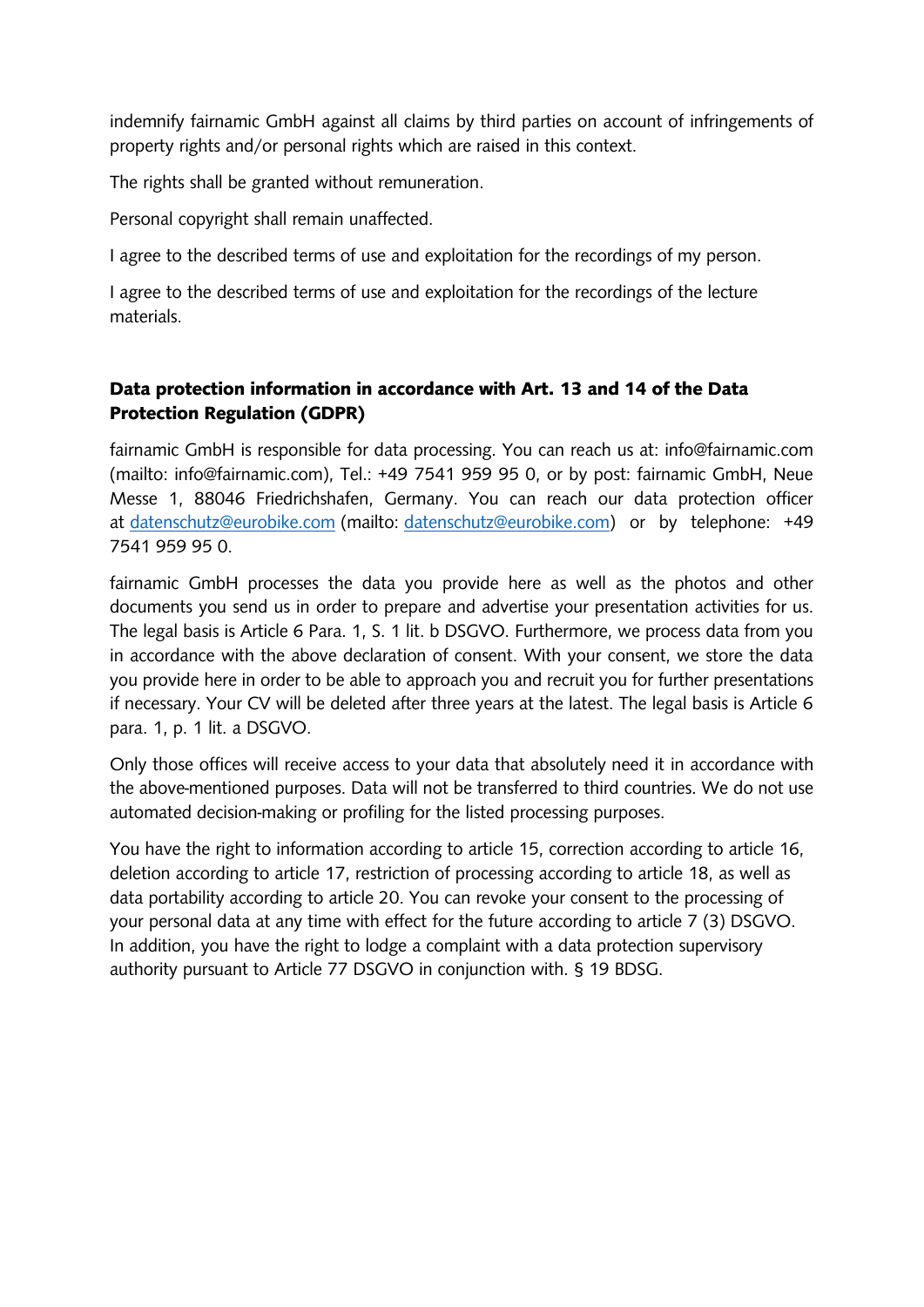indemnify fairnamic GmbH against all claims by third parties on account of infringements of property rights and/or personal rights which are raised in this context.

The rights shall be granted without remuneration.

Personal copyright shall remain unaffected.

I agree to the described terms of use and exploitation for the recordings of my person.

I agree to the described terms of use and exploitation for the recordings of the lecture materials.

## Data protection information in accordance with Art. 13 and 14 of the Data Protection Regulation (GDPR)

fairnamic GmbH is responsible for data processing. You can reach us at: info@fairnamic.com (mailto: info@fairnamic.com), Tel.: +49 7541 959 95 0, or by post: fairnamic GmbH, Neue Messe 1, 88046 Friedrichshafen, Germany. You can reach our data protection officer at datenschutz@eurobike.com (mailto: datenschutz@eurobike.com) or by telephone: +49 7541 959 95 0.

fairnamic GmbH processes the data you provide here as well as the photos and other documents you send us in order to prepare and advertise your presentation activities for us. The legal basis is Article 6 Para. 1, S. 1 lit. b DSGVO. Furthermore, we process data from you in accordance with the above declaration of consent. With your consent, we store the data you provide here in order to be able to approach you and recruit you for further presentations if necessary. Your CV will be deleted after three years at the latest. The legal basis is Article 6 para. 1, p. 1 lit. a DSGVO.

Only those offices will receive access to your data that absolutely need it in accordance with the above-mentioned purposes. Data will not be transferred to third countries. We do not use automated decision-making or profiling for the listed processing purposes.

You have the right to information according to article 15, correction according to article 16, deletion according to article 17, restriction of processing according to article 18, as well as data portability according to article 20. You can revoke your consent to the processing of your personal data at any time with effect for the future according to article 7 (3) DSGVO. In addition, you have the right to lodge a complaint with a data protection supervisory authority pursuant to Article 77 DSGVO in conjunction with. § 19 BDSG.